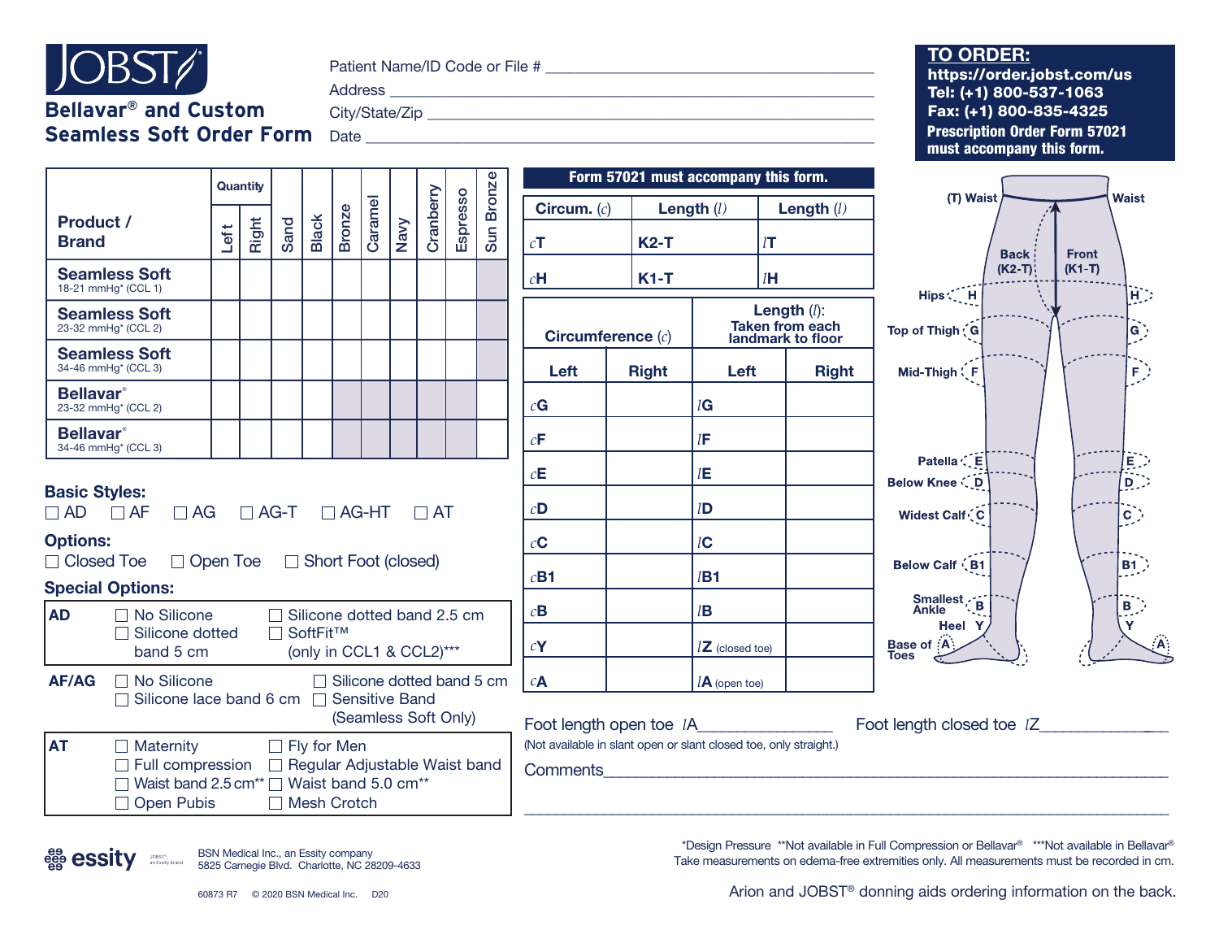# JOBST

## Bellavar® and Custom Seamless Soft Order Form

Patient Name/ID Code or File # ______________________________

Address ______________________________

City/State/Zip ______________________________

Date ______________________________

**TO ORDER:**
**https://order.jobst.com/us**
**Tel: (+1) 800-537-1063**
**Fax: (+1) 800-835-4325**
**Prescription Order Form 57021 must accompany this form.**

| Product / Brand | Quantity Left | Quantity Right | Sand | Black | Bronze | Caramel | Navy | Cranberry | Espresso | Sun Bronze |
|---|---|---|---|---|---|---|---|---|---|---|
| **Seamless Soft** 18-21 mmHg* (CCL 1) | | | | | | | | | | |
| **Seamless Soft** 23-32 mmHg* (CCL 2) | | | | | | | | | | |
| **Seamless Soft** 34-46 mmHg* (CCL 3) | | | | | | | | | | |
| **Bellavar®** 23-32 mmHg* (CCL 2) | | | | | | | | | | |
| **Bellavar®** 34-46 mmHg* (CCL 3) | | | | | | | | | | |

**Basic Styles:**
☐ AD ☐ AF ☐ AG ☐ AG-T ☐ AG-HT ☐ AT

**Options:**
☐ Closed Toe ☐ Open Toe ☐ Short Foot (closed)

**Special Options:**

| | | |
|---|---|---|
| **AD** | ☐ No Silicone<br>☐ Silicone dotted band 5 cm | ☐ Silicone dotted band 2.5 cm<br>☐ SoftFit™ (only in CCL1 & CCL2)*** |
| **AF/AG** | ☐ No Silicone<br>☐ Silicone lace band 6 cm | ☐ Silicone dotted band 5 cm<br>☐ Sensitive Band (Seamless Soft Only) |
| **AT** | ☐ Maternity<br>☐ Full compression<br>☐ Waist band 2.5 cm**<br>☐ Open Pubis | ☐ Fly for Men<br>☐ Regular Adjustable Waist band<br>☐ Waist band 5.0 cm**<br>☐ Mesh Crotch |

**Form 57021 must accompany this form.**

| Circum. ($c$) | Length ($l$) | Length ($l$) |
|---|---|---|
| $c$**T** | **K2-T** | $l$**T** |
| $c$**H** | **K1-T** | $l$**H** |

| Circumference ($c$) | | Length ($l$): Taken from each landmark to floor | |
|---|---|---|---|
| **Left** | **Right** | **Left** | **Right** |
| $c$**G** | | $l$**G** | |
| $c$**F** | | $l$**F** | |
| $c$**E** | | $l$**E** | |
| $c$**D** | | $l$**D** | |
| $c$**C** | | $l$**C** | |
| $c$**B1** | | $l$**B1** | |
| $c$**B** | | $l$**B** | |
| $c$**Y** | | $l$**Z** (closed toe) | |
| $c$**A** | | $l$**A** (open toe) | |

Foot length open toe $l$A______________ Foot length closed toe $l$Z______________

(Not available in slant open or slant closed toe, only straight.)

Comments______________________________________________________________

(T) Waist, Waist, Back (K2-T), Front (K1-T), Hips H, Top of Thigh G, Mid-Thigh F, Patella E, Below Knee D, Widest Calf C, Below Calf B1, Smallest Ankle B, Heel Y, Base of Toes A

*Design Pressure **Not available in Full Compression or Bellavar® ***Not available in Bellavar®
Take measurements on edema-free extremities only. All measurements must be recorded in cm.

Arion and JOBST® donning aids ordering information on the back.

essity
BSN Medical Inc., an Essity company
5825 Carnegie Blvd. Charlotte, NC 28209-4633

60873 R7 © 2020 BSN Medical Inc. D20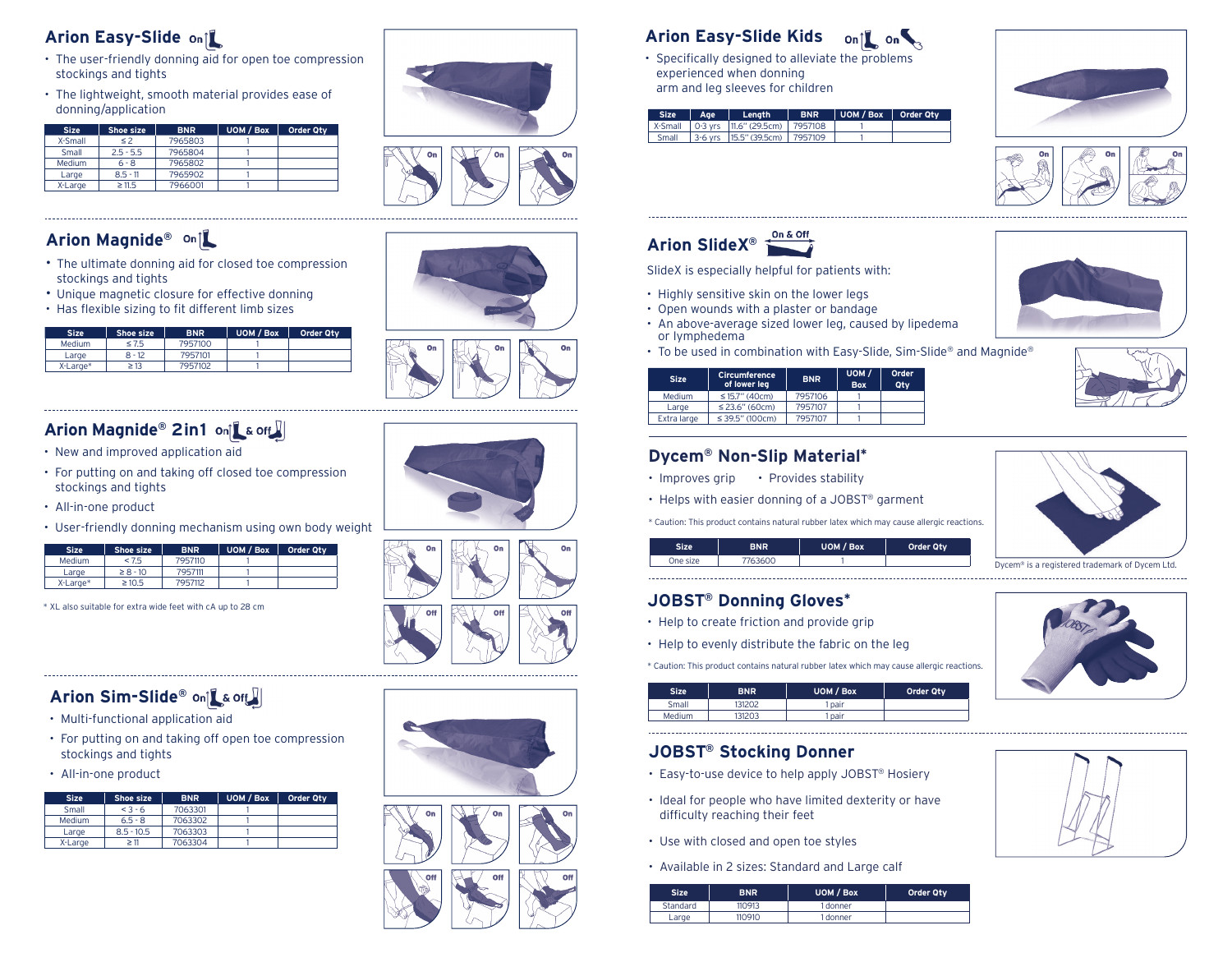## Arion Easy-Slide On

- The user-friendly donning aid for open toe compression stockings and tights
- The lightweight, smooth material provides ease of donning/application

| Size | Shoe size | BNR | UOM / Box | Order Qty |
|---|---|---|---|---|
| X-Small | ≤ 2 | 7965803 | 1 | |
| Small | 2.5 - 5.5 | 7965804 | 1 | |
| Medium | 6 - 8 | 7965802 | 1 | |
| Large | 8.5 - 11 | 7965902 | 1 | |
| X-Large | ≥ 11.5 | 7966001 | 1 | |

On On On

## Arion Magnide® On

- The ultimate donning aid for closed toe compression stockings and tights
- Unique magnetic closure for effective donning
- Has flexible sizing to fit different limb sizes

| Size | Shoe size | BNR | UOM / Box | Order Qty |
|---|---|---|---|---|
| Medium | ≤ 7.5 | 7957100 | 1 | |
| Large | 8 - 12 | 7957101 | 1 | |
| X-Large* | ≥ 13 | 7957102 | 1 | |

On On On

## Arion Magnide® 2in1 On & Off

- New and improved application aid
- For putting on and taking off closed toe compression stockings and tights
- All-in-one product
- User-friendly donning mechanism using own body weight

| Size | Shoe size | BNR | UOM / Box | Order Qty |
|---|---|---|---|---|
| Medium | ≤ 7.5 | 7957110 | 1 | |
| Large | ≥ 8 - 10 | 7957111 | 1 | |
| X-Large* | ≥ 10.5 | 7957112 | 1 | |

* XL also suitable for extra wide feet with cA up to 28 cm

On On On
Off Off Off

## Arion Sim-Slide® On & Off

- Multi-functional application aid
- For putting on and taking off open toe compression stockings and tights
- All-in-one product

| Size | Shoe size | BNR | UOM / Box | Order Qty |
|---|---|---|---|---|
| Small | < 3 - 6 | 7063301 | 1 | |
| Medium | 6.5 - 8 | 7063302 | 1 | |
| Large | 8.5 - 10.5 | 7063303 | 1 | |
| X-Large | ≥ 11 | 7063304 | 1 | |

On On On
Off Off Off

## Arion Easy-Slide Kids On On

- Specifically designed to alleviate the problems experienced when donning arm and leg sleeves for children

| Size | Age | Length | BNR | UOM / Box | Order Qty |
|---|---|---|---|---|---|
| X-Small | 0-3 yrs | 11.6" (29.5cm) | 7957108 | 1 | |
| Small | 3-6 yrs | 15.5" (39.5cm) | 7957109 | 1 | |

On On On

## Arion SlideX® On & Off

SlideX is especially helpful for patients with:

- Highly sensitive skin on the lower legs
- Open wounds with a plaster or bandage
- An above-average sized lower leg, caused by lipedema or lymphedema
- To be used in combination with Easy-Slide, Sim-Slide® and Magnide®

| Size | Circumference of lower leg | BNR | UOM / Box | Order Qty |
|---|---|---|---|---|
| Medium | ≤ 15.7" (40cm) | 7957106 | 1 | |
| Large | ≤ 23.6" (60cm) | 7957107 | 1 | |
| Extra large | ≤ 39.5" (100cm) | 7957107 | 1 | |

## Dycem® Non-Slip Material*

- Improves grip
- Provides stability
- Helps with easier donning of a JOBST® garment

* Caution: This product contains natural rubber latex which may cause allergic reactions.

| Size | BNR | UOM / Box | Order Qty |
|---|---|---|---|
| One size | 7763600 | 1 | |

Dycem® is a registered trademark of Dycem Ltd.

## JOBST® Donning Gloves*

- Help to create friction and provide grip
- Help to evenly distribute the fabric on the leg

* Caution: This product contains natural rubber latex which may cause allergic reactions.

| Size | BNR | UOM / Box | Order Qty |
|---|---|---|---|
| Small | 131202 | 1 pair | |
| Medium | 131203 | 1 pair | |

## JOBST® Stocking Donner

- Easy-to-use device to help apply JOBST® Hosiery
- Ideal for people who have limited dexterity or have difficulty reaching their feet
- Use with closed and open toe styles
- Available in 2 sizes: Standard and Large calf

| Size | BNR | UOM / Box | Order Qty |
|---|---|---|---|
| Standard | 110913 | 1 donner | |
| Large | 110910 | 1 donner | |